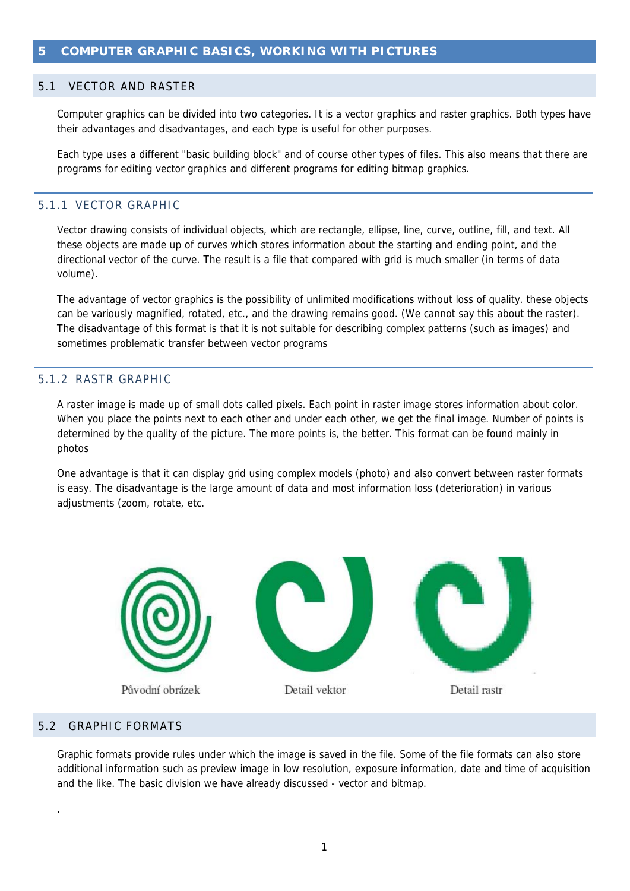# 5 COMPUTER GRAPHIC BASICS, WORKING WITH PICTURES

## 5.1 VECTOR AND RASTER

Computer graphics can be divided into two categories. It is a vector graphics and raster graphics. Both types have their advantages and disadvantages, and each type is useful for other purposes.

Each type uses a different "basic building block" and of course other types of files. This also means that there are programs for editing vector graphics and different programs for editing bitmap graphics.

### 5.1.1 VECTOR GRAPHIC

Vector drawing consists of individual objects, which are rectangle, ellipse, line, curve, outline, fill, and text. All these objects are made up of curves which stores information about the starting and ending point, and the directional vector of the curve. The result is a file that compared with grid is much smaller (in terms of data volume).

The advantage of vector graphics is the possibility of unlimited modifications without loss of quality. these objects can be variously magnified, rotated, etc., and the drawing remains good. (We cannot say this about the raster). The disadvantage of this format is that it is not suitable for describing complex patterns (such as images) and sometimes problematic transfer between vector programs

### 5.1.2 RASTR GRAPHIC

A raster image is made up of small dots called pixels. Each point in raster image stores information about color. When you place the points next to each other and under each other, we get the final image. Number of points is determined by the quality of the picture. The more points is, the better. This format can be found mainly in photos

One advantage is that it can display grid using complex models (photo) and also convert between raster formats is easy. The disadvantage is the large amount of data and most information loss (deterioration) in various adjustments (zoom, rotate, etc.

Původní obrázek    Detail vektor    Detail rastr

## 5.2 GRAPHIC FORMATS

Graphic formats provide rules under which the image is saved in the file. Some of the file formats can also store additional information such as preview image in low resolution, exposure information, date and time of acquisition and the like. The basic division we have already discussed - vector and bitmap.

.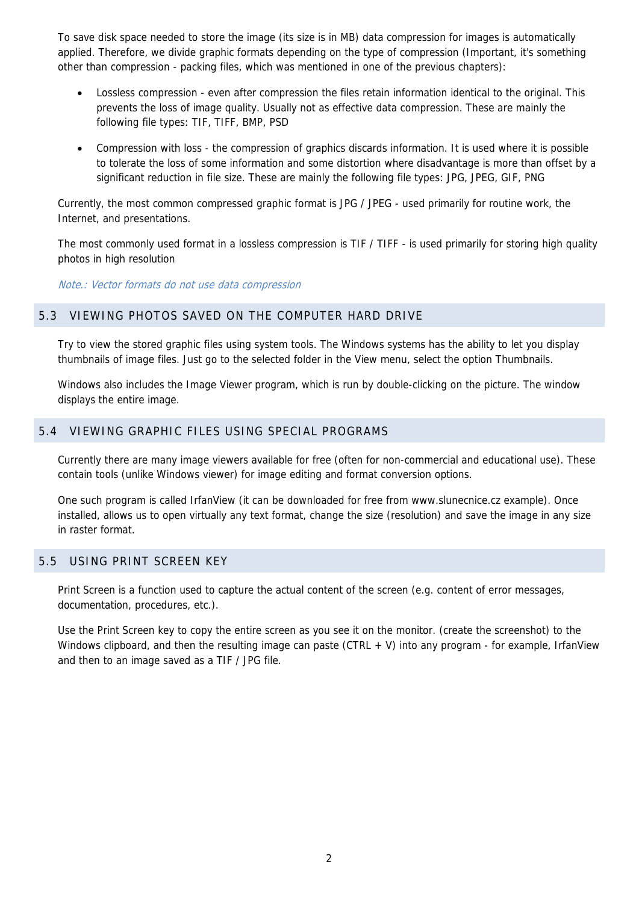To save disk space needed to store the image (its size is in MB) data compression for images is automatically applied. Therefore, we divide graphic formats depending on the type of compression (Important, it's something other than compression - packing files, which was mentioned in one of the previous chapters):

- Lossless compression - even after compression the files retain information identical to the original. This prevents the loss of image quality. Usually not as effective data compression. These are mainly the following file types: TIF, TIFF, BMP, PSD
- Compression with loss - the compression of graphics discards information. It is used where it is possible to tolerate the loss of some information and some distortion where disadvantage is more than offset by a significant reduction in file size. These are mainly the following file types: JPG, JPEG, GIF, PNG

Currently, the most common compressed graphic format is JPG / JPEG - used primarily for routine work, the Internet, and presentations.

The most commonly used format in a lossless compression is TIF / TIFF - is used primarily for storing high quality photos in high resolution

*Note.: Vector formats do not use data compression*

## 5.3 VIEWING PHOTOS SAVED ON THE COMPUTER HARD DRIVE

Try to view the stored graphic files using system tools. The Windows systems has the ability to let you display thumbnails of image files. Just go to the selected folder in the View menu, select the option Thumbnails.

Windows also includes the Image Viewer program, which is run by double-clicking on the picture. The window displays the entire image.

## 5.4 VIEWING GRAPHIC FILES USING SPECIAL PROGRAMS

Currently there are many image viewers available for free (often for non-commercial and educational use). These contain tools (unlike Windows viewer) for image editing and format conversion options.

One such program is called IrfanView (it can be downloaded for free from www.slunecnice.cz example). Once installed, allows us to open virtually any text format, change the size (resolution) and save the image in any size in raster format.

## 5.5 USING PRINT SCREEN KEY

Print Screen is a function used to capture the actual content of the screen (e.g. content of error messages, documentation, procedures, etc.).

Use the Print Screen key to copy the entire screen as you see it on the monitor. (create the screenshot) to the Windows clipboard, and then the resulting image can paste (CTRL + V) into any program - for example, IrfanView and then to an image saved as a TIF / JPG file.